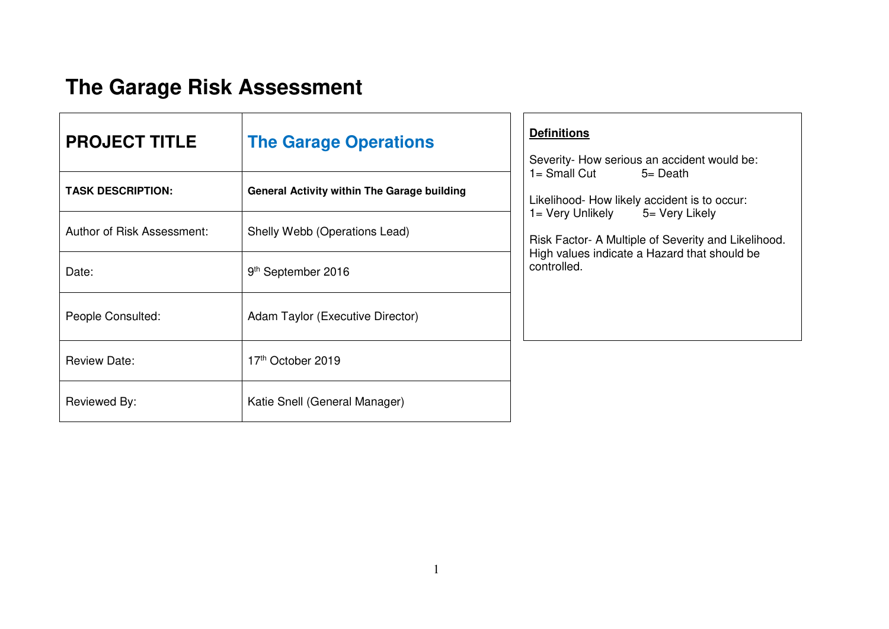# The Garage Risk Assessment

| **PROJECT TITLE** | **The Garage Operations** |
|---|---|
| **TASK DESCRIPTION:** | **General Activity within The Garage building** |
| Author of Risk Assessment: | Shelly Webb (Operations Lead) |
| Date: | 9th September 2016 |
| People Consulted: | Adam Taylor (Executive Director) |
| Review Date: | 17th October 2019 |
| Reviewed By: | Katie Snell (General Manager) |

**Definitions**

Severity- How serious an accident would be:
1= Small Cut 5= Death

Likelihood- How likely accident is to occur:
1= Very Unlikely 5= Very Likely

Risk Factor- A Multiple of Severity and Likelihood. High values indicate a Hazard that should be controlled.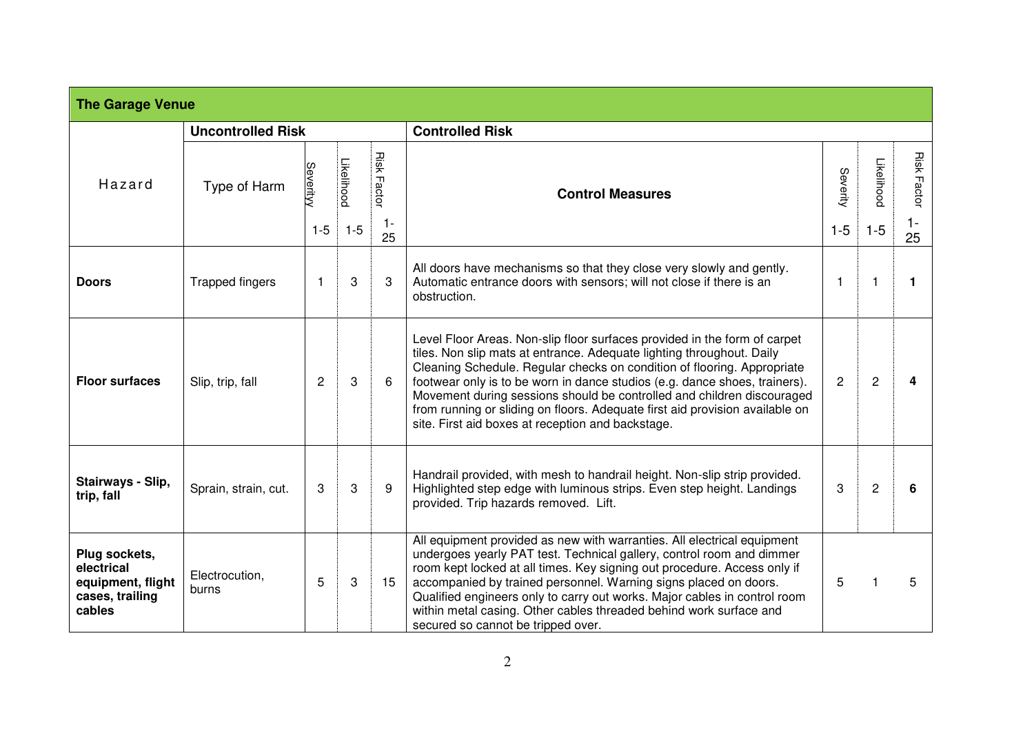| The Garage Venue | | | | | | | | |
|---|---|---|---|---|---|---|---|---|
| | **Uncontrolled Risk** | | | | **Controlled Risk** | | | |
| Hazard | Type of Harm | Severity 1-5 | Likelihood 1-5 | Risk Factor 1-25 | **Control Measures** | Severity 1-5 | Likelihood 1-5 | Risk Factor 1-25 |
| **Doors** | Trapped fingers | 1 | 3 | 3 | All doors have mechanisms so that they close very slowly and gently. Automatic entrance doors with sensors; will not close if there is an obstruction. | 1 | 1 | **1** |
| **Floor surfaces** | Slip, trip, fall | 2 | 3 | 6 | Level Floor Areas. Non-slip floor surfaces provided in the form of carpet tiles. Non slip mats at entrance. Adequate lighting throughout. Daily Cleaning Schedule. Regular checks on condition of flooring. Appropriate footwear only is to be worn in dance studios (e.g. dance shoes, trainers). Movement during sessions should be controlled and children discouraged from running or sliding on floors. Adequate first aid provision available on site. First aid boxes at reception and backstage. | 2 | 2 | **4** |
| **Stairways - Slip, trip, fall** | Sprain, strain, cut. | 3 | 3 | 9 | Handrail provided, with mesh to handrail height. Non-slip strip provided. Highlighted step edge with luminous strips. Even step height. Landings provided. Trip hazards removed. Lift. | 3 | 2 | **6** |
| **Plug sockets, electrical equipment, flight cases, trailing cables** | Electrocution, burns | 5 | 3 | 15 | All equipment provided as new with warranties. All electrical equipment undergoes yearly PAT test. Technical gallery, control room and dimmer room kept locked at all times. Key signing out procedure. Access only if accompanied by trained personnel. Warning signs placed on doors. Qualified engineers only to carry out works. Major cables in control room within metal casing. Other cables threaded behind work surface and secured so cannot be tripped over. | 5 | 1 | 5 |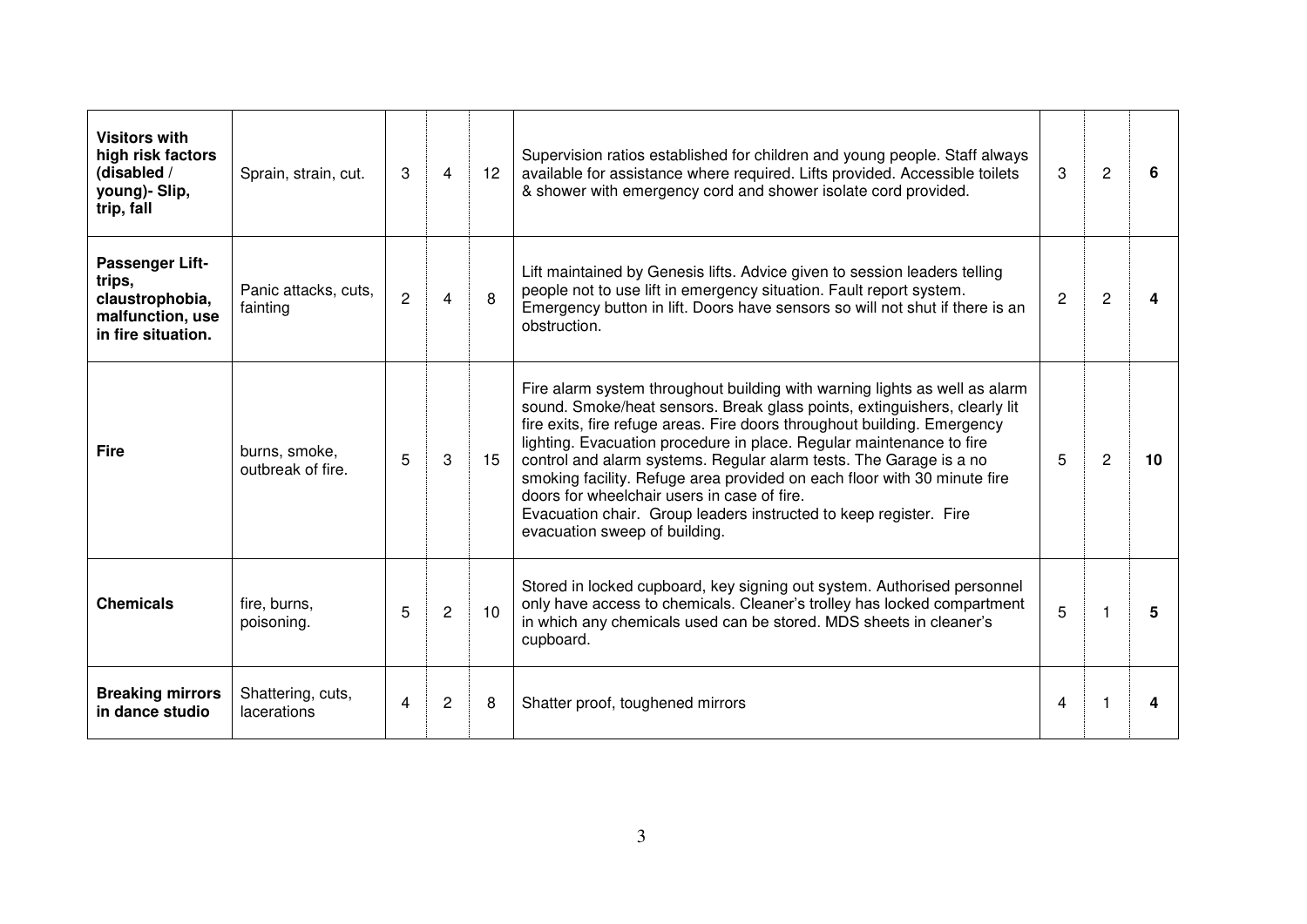|  |  |  |  |  |  |  |  |  |
|---|---|---|---|---|---|---|---|---|
| **Visitors with high risk factors (disabled / young)- Slip, trip, fall** | Sprain, strain, cut. | 3 | 4 | 12 | Supervision ratios established for children and young people. Staff always available for assistance where required. Lifts provided. Accessible toilets & shower with emergency cord and shower isolate cord provided. | 3 | 2 | **6** |
| **Passenger Lift- trips, claustrophobia, malfunction, use in fire situation.** | Panic attacks, cuts, fainting | 2 | 4 | 8 | Lift maintained by Genesis lifts. Advice given to session leaders telling people not to use lift in emergency situation. Fault report system. Emergency button in lift. Doors have sensors so will not shut if there is an obstruction. | 2 | 2 | **4** |
| **Fire** | burns, smoke, outbreak of fire. | 5 | 3 | 15 | Fire alarm system throughout building with warning lights as well as alarm sound. Smoke/heat sensors. Break glass points, extinguishers, clearly lit fire exits, fire refuge areas. Fire doors throughout building. Emergency lighting. Evacuation procedure in place. Regular maintenance to fire control and alarm systems. Regular alarm tests. The Garage is a no smoking facility. Refuge area provided on each floor with 30 minute fire doors for wheelchair users in case of fire. Evacuation chair. Group leaders instructed to keep register. Fire evacuation sweep of building. | 5 | 2 | **10** |
| **Chemicals** | fire, burns, poisoning. | 5 | 2 | 10 | Stored in locked cupboard, key signing out system. Authorised personnel only have access to chemicals. Cleaner's trolley has locked compartment in which any chemicals used can be stored. MDS sheets in cleaner's cupboard. | 5 | 1 | **5** |
| **Breaking mirrors in dance studio** | Shattering, cuts, lacerations | 4 | 2 | 8 | Shatter proof, toughened mirrors | 4 | 1 | **4** |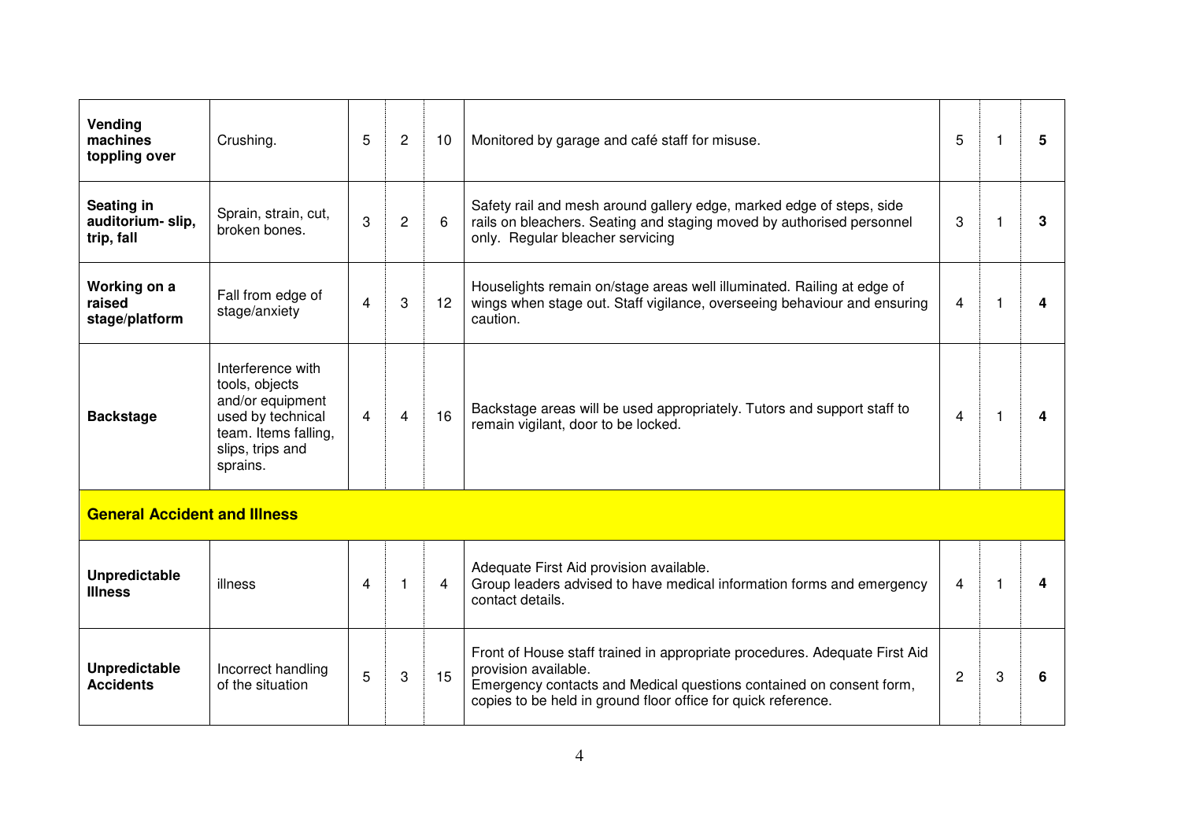| | | | | | | | | |
|---|---|---|---|---|---|---|---|---|
| **Vending machines toppling over** | Crushing. | 5 | 2 | 10 | Monitored by garage and café staff for misuse. | 5 | 1 | **5** |
| **Seating in auditorium- slip, trip, fall** | Sprain, strain, cut, broken bones. | 3 | 2 | 6 | Safety rail and mesh around gallery edge, marked edge of steps, side rails on bleachers. Seating and staging moved by authorised personnel only. Regular bleacher servicing | 3 | 1 | **3** |
| **Working on a raised stage/platform** | Fall from edge of stage/anxiety | 4 | 3 | 12 | Houselights remain on/stage areas well illuminated. Railing at edge of wings when stage out. Staff vigilance, overseeing behaviour and ensuring caution. | 4 | 1 | **4** |
| **Backstage** | Interference with tools, objects and/or equipment used by technical team. Items falling, slips, trips and sprains. | 4 | 4 | 16 | Backstage areas will be used appropriately. Tutors and support staff to remain vigilant, door to be locked. | 4 | 1 | **4** |
| **General Accident and Illness** | | | | | | | | |
| **Unpredictable Illness** | illness | 4 | 1 | 4 | Adequate First Aid provision available. Group leaders advised to have medical information forms and emergency contact details. | 4 | 1 | **4** |
| **Unpredictable Accidents** | Incorrect handling of the situation | 5 | 3 | 15 | Front of House staff trained in appropriate procedures. Adequate First Aid provision available. Emergency contacts and Medical questions contained on consent form, copies to be held in ground floor office for quick reference. | 2 | 3 | **6** |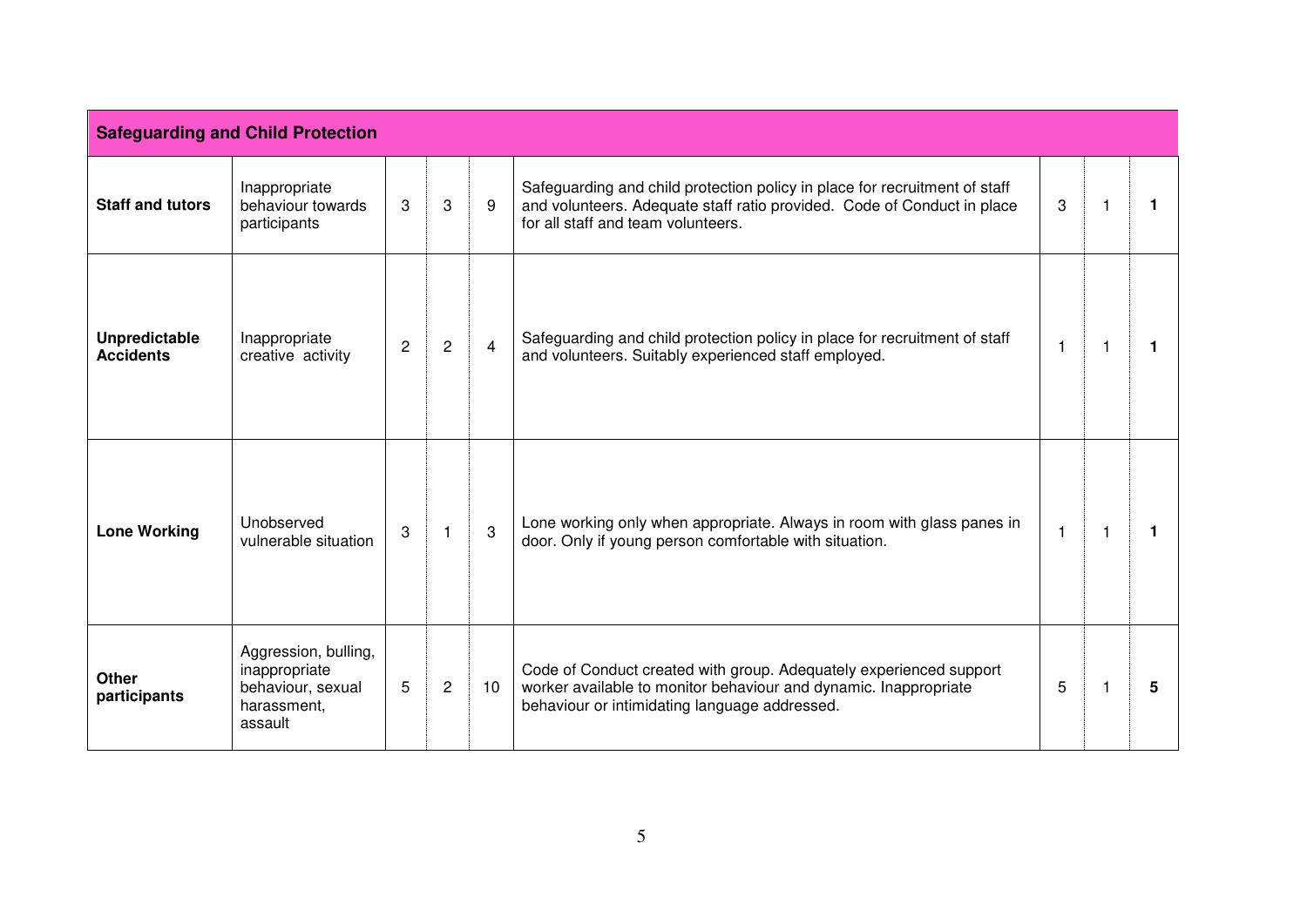| Safeguarding and Child Protection | | | | | | | | |
|---|---|---|---|---|---|---|---|---|
| **Staff and tutors** | Inappropriate behaviour towards participants | 3 | 3 | 9 | Safeguarding and child protection policy in place for recruitment of staff and volunteers. Adequate staff ratio provided. Code of Conduct in place for all staff and team volunteers. | 3 | 1 | **1** |
| **Unpredictable Accidents** | Inappropriate creative activity | 2 | 2 | 4 | Safeguarding and child protection policy in place for recruitment of staff and volunteers. Suitably experienced staff employed. | 1 | 1 | **1** |
| **Lone Working** | Unobserved vulnerable situation | 3 | 1 | 3 | Lone working only when appropriate. Always in room with glass panes in door. Only if young person comfortable with situation. | 1 | 1 | **1** |
| **Other participants** | Aggression, bulling, inappropriate behaviour, sexual harassment, assault | 5 | 2 | 10 | Code of Conduct created with group. Adequately experienced support worker available to monitor behaviour and dynamic. Inappropriate behaviour or intimidating language addressed. | 5 | 1 | **5** |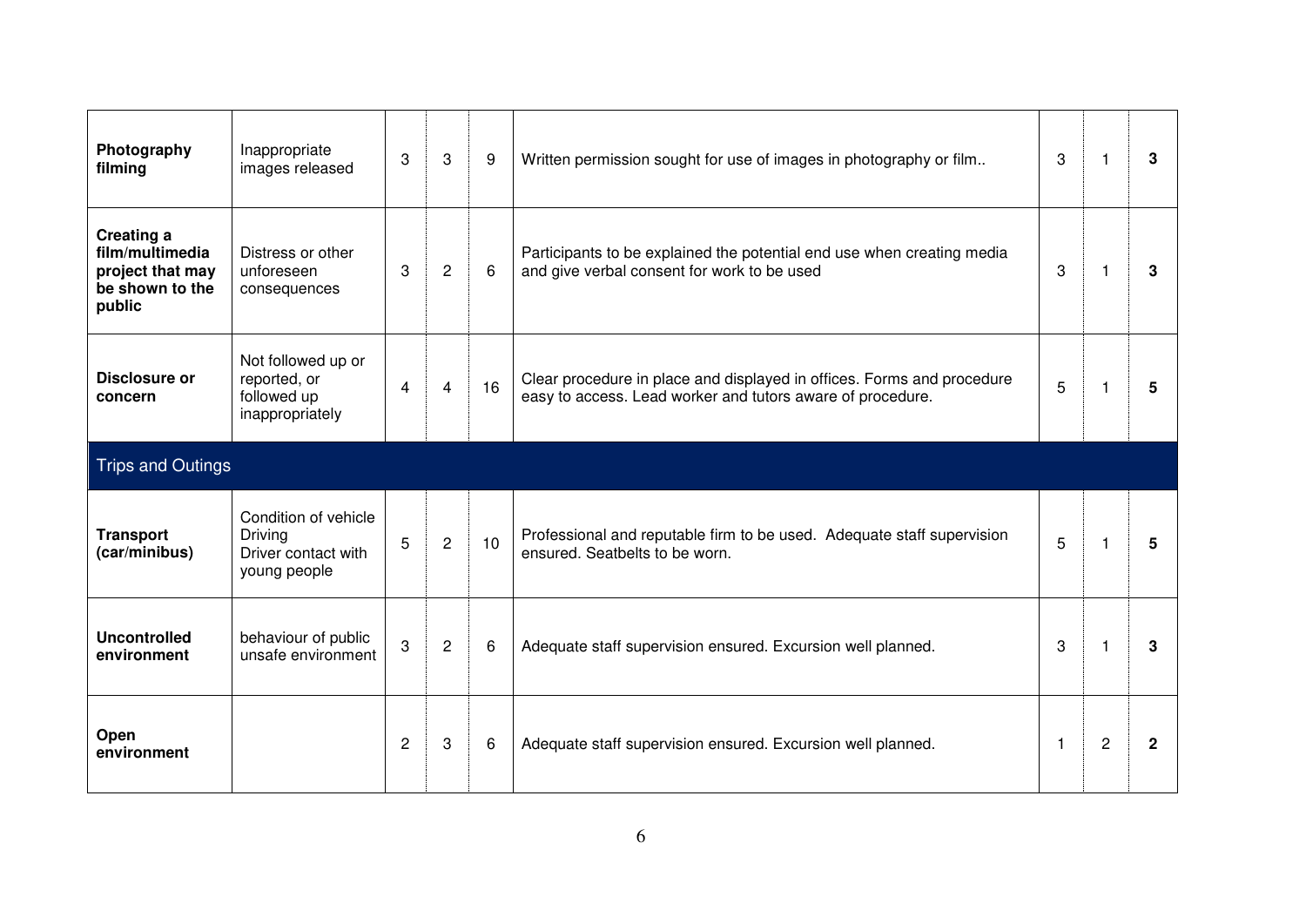| | | | | | | | | |
|---|---|---|---|---|---|---|---|---|
| **Photography filming** | Inappropriate images released | 3 | 3 | 9 | Written permission sought for use of images in photography or film.. | 3 | 1 | **3** |
| **Creating a film/multimedia project that may be shown to the public** | Distress or other unforeseen consequences | 3 | 2 | 6 | Participants to be explained the potential end use when creating media and give verbal consent for work to be used | 3 | 1 | **3** |
| **Disclosure or concern** | Not followed up or reported, or followed up inappropriately | 4 | 4 | 16 | Clear procedure in place and displayed in offices. Forms and procedure easy to access. Lead worker and tutors aware of procedure. | 5 | 1 | **5** |
| Trips and Outings | | | | | | | | |
| **Transport (car/minibus)** | Condition of vehicle Driving Driver contact with young people | 5 | 2 | 10 | Professional and reputable firm to be used. Adequate staff supervision ensured. Seatbelts to be worn. | 5 | 1 | **5** |
| **Uncontrolled environment** | behaviour of public unsafe environment | 3 | 2 | 6 | Adequate staff supervision ensured. Excursion well planned. | 3 | 1 | **3** |
| **Open environment** | | 2 | 3 | 6 | Adequate staff supervision ensured. Excursion well planned. | 1 | 2 | **2** |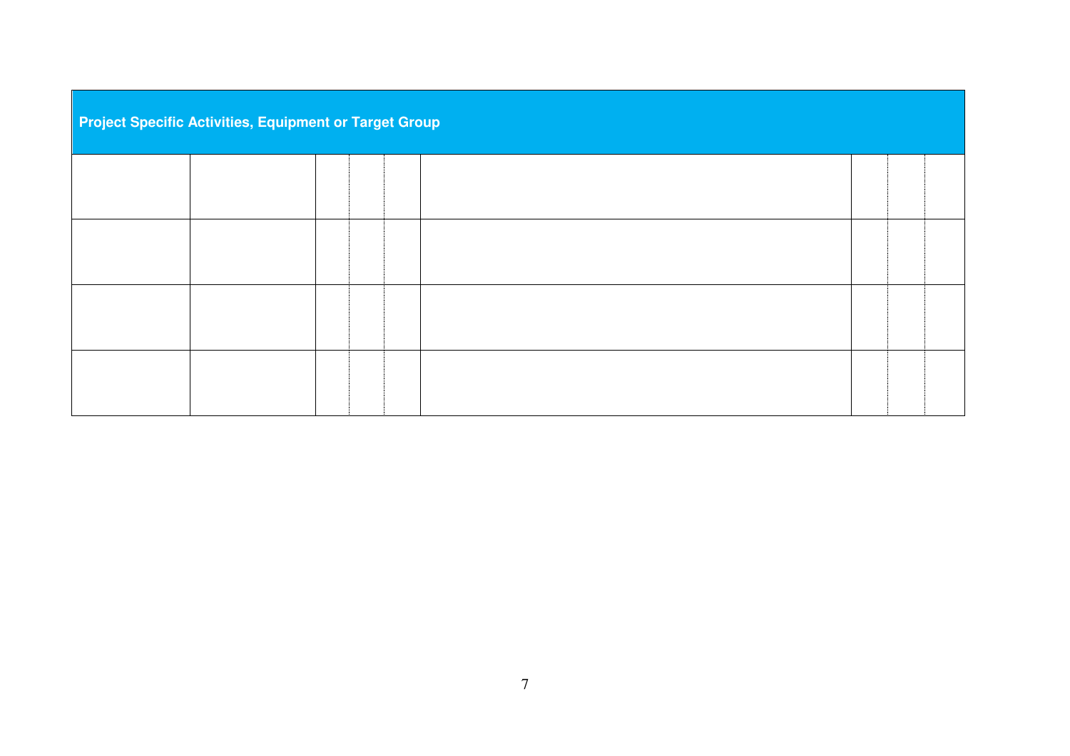| Project Specific Activities, Equipment or Target Group | | | | | | | | |
|---|---|---|---|---|---|---|---|---|
| | | | | | | | | |
| | | | | | | | | |
| | | | | | | | | |
| | | | | | | | | |